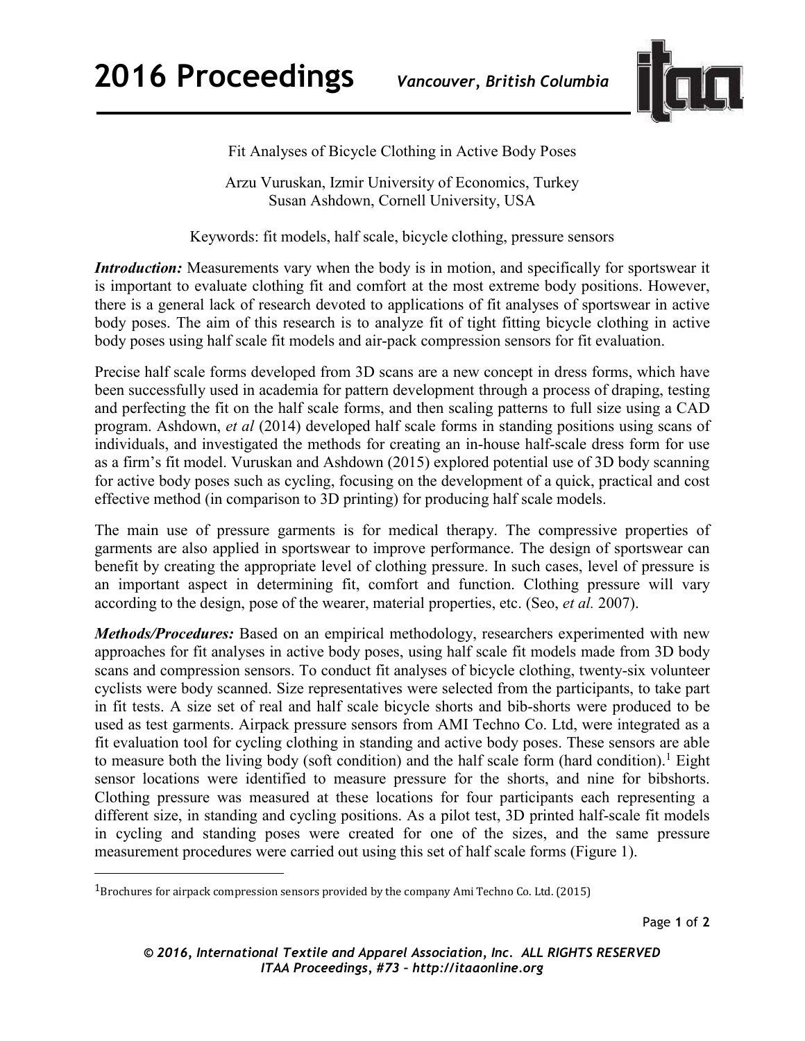# Fit Analyses of Bicycle Clothing in Active Body Poses

Arzu Vuruskan, Izmir University of Economics, Turkey
Susan Ashdown, Cornell University, USA

Keywords: fit models, half scale, bicycle clothing, pressure sensors

***Introduction:*** Measurements vary when the body is in motion, and specifically for sportswear it is important to evaluate clothing fit and comfort at the most extreme body positions. However, there is a general lack of research devoted to applications of fit analyses of sportswear in active body poses. The aim of this research is to analyze fit of tight fitting bicycle clothing in active body poses using half scale fit models and air-pack compression sensors for fit evaluation.

Precise half scale forms developed from 3D scans are a new concept in dress forms, which have been successfully used in academia for pattern development through a process of draping, testing and perfecting the fit on the half scale forms, and then scaling patterns to full size using a CAD program. Ashdown, *et al* (2014) developed half scale forms in standing positions using scans of individuals, and investigated the methods for creating an in-house half-scale dress form for use as a firm's fit model. Vuruskan and Ashdown (2015) explored potential use of 3D body scanning for active body poses such as cycling, focusing on the development of a quick, practical and cost effective method (in comparison to 3D printing) for producing half scale models.

The main use of pressure garments is for medical therapy. The compressive properties of garments are also applied in sportswear to improve performance. The design of sportswear can benefit by creating the appropriate level of clothing pressure. In such cases, level of pressure is an important aspect in determining fit, comfort and function. Clothing pressure will vary according to the design, pose of the wearer, material properties, etc. (Seo, *et al.* 2007).

***Methods/Procedures:*** Based on an empirical methodology, researchers experimented with new approaches for fit analyses in active body poses, using half scale fit models made from 3D body scans and compression sensors. To conduct fit analyses of bicycle clothing, twenty-six volunteer cyclists were body scanned. Size representatives were selected from the participants, to take part in fit tests. A size set of real and half scale bicycle shorts and bib-shorts were produced to be used as test garments. Airpack pressure sensors from AMI Techno Co. Ltd, were integrated as a fit evaluation tool for cycling clothing in standing and active body poses. These sensors are able to measure both the living body (soft condition) and the half scale form (hard condition).[1] Eight sensor locations were identified to measure pressure for the shorts, and nine for bibshorts. Clothing pressure was measured at these locations for four participants each representing a different size, in standing and cycling positions. As a pilot test, 3D printed half-scale fit models in cycling and standing poses were created for one of the sizes, and the same pressure measurement procedures were carried out using this set of half scale forms (Figure 1).

---

[1] Brochures for airpack compression sensors provided by the company Ami Techno Co. Ltd. (2015)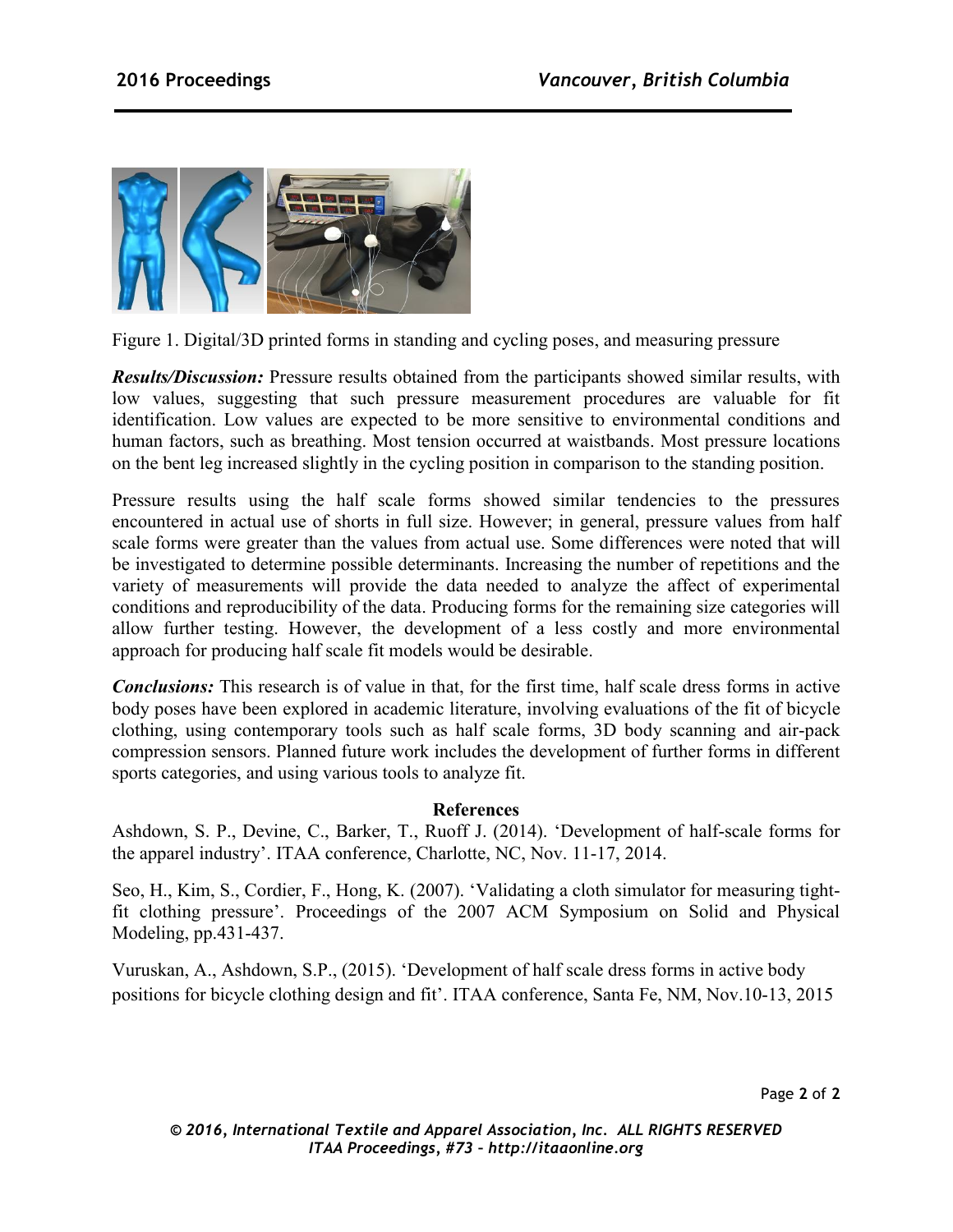Figure 1. Digital/3D printed forms in standing and cycling poses, and measuring pressure

***Results/Discussion:*** Pressure results obtained from the participants showed similar results, with low values, suggesting that such pressure measurement procedures are valuable for fit identification. Low values are expected to be more sensitive to environmental conditions and human factors, such as breathing. Most tension occurred at waistbands. Most pressure locations on the bent leg increased slightly in the cycling position in comparison to the standing position.

Pressure results using the half scale forms showed similar tendencies to the pressures encountered in actual use of shorts in full size. However; in general, pressure values from half scale forms were greater than the values from actual use. Some differences were noted that will be investigated to determine possible determinants. Increasing the number of repetitions and the variety of measurements will provide the data needed to analyze the affect of experimental conditions and reproducibility of the data. Producing forms for the remaining size categories will allow further testing. However, the development of a less costly and more environmental approach for producing half scale fit models would be desirable.

***Conclusions:*** This research is of value in that, for the first time, half scale dress forms in active body poses have been explored in academic literature, involving evaluations of the fit of bicycle clothing, using contemporary tools such as half scale forms, 3D body scanning and air-pack compression sensors. Planned future work includes the development of further forms in different sports categories, and using various tools to analyze fit.

## References

Ashdown, S. P., Devine, C., Barker, T., Ruoff J. (2014). 'Development of half-scale forms for the apparel industry'. ITAA conference, Charlotte, NC, Nov. 11-17, 2014.

Seo, H., Kim, S., Cordier, F., Hong, K. (2007). 'Validating a cloth simulator for measuring tight-fit clothing pressure'. Proceedings of the 2007 ACM Symposium on Solid and Physical Modeling, pp.431-437.

Vuruskan, A., Ashdown, S.P., (2015). 'Development of half scale dress forms in active body positions for bicycle clothing design and fit'. ITAA conference, Santa Fe, NM, Nov.10-13, 2015